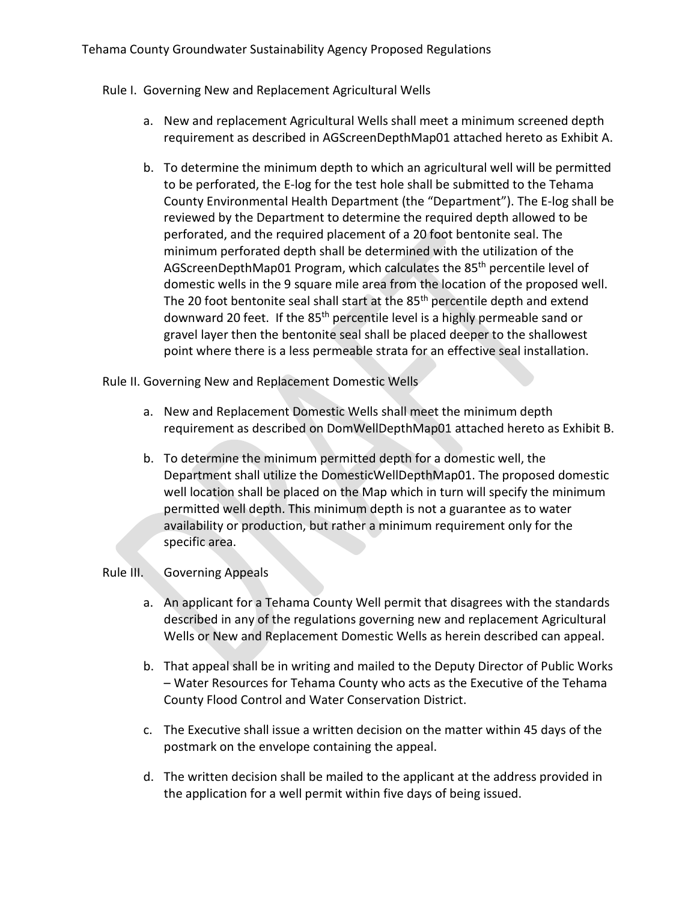# Tehama County Groundwater Sustainability Agency Proposed Regulations

## Rule I. Governing New and Replacement Agricultural Wells

a. New and replacement Agricultural Wells shall meet a minimum screened depth requirement as described in AGScreenDepthMap01 attached hereto as Exhibit A.

b. To determine the minimum depth to which an agricultural well will be permitted to be perforated, the E-log for the test hole shall be submitted to the Tehama County Environmental Health Department (the "Department"). The E-log shall be reviewed by the Department to determine the required depth allowed to be perforated, and the required placement of a 20 foot bentonite seal. The minimum perforated depth shall be determined with the utilization of the AGScreenDepthMap01 Program, which calculates the 85th percentile level of domestic wells in the 9 square mile area from the location of the proposed well. The 20 foot bentonite seal shall start at the 85th percentile depth and extend downward 20 feet. If the 85th percentile level is a highly permeable sand or gravel layer then the bentonite seal shall be placed deeper to the shallowest point where there is a less permeable strata for an effective seal installation.

## Rule II. Governing New and Replacement Domestic Wells

a. New and Replacement Domestic Wells shall meet the minimum depth requirement as described on DomWellDepthMap01 attached hereto as Exhibit B.

b. To determine the minimum permitted depth for a domestic well, the Department shall utilize the DomesticWellDepthMap01. The proposed domestic well location shall be placed on the Map which in turn will specify the minimum permitted well depth. This minimum depth is not a guarantee as to water availability or production, but rather a minimum requirement only for the specific area.

## Rule III. Governing Appeals

a. An applicant for a Tehama County Well permit that disagrees with the standards described in any of the regulations governing new and replacement Agricultural Wells or New and Replacement Domestic Wells as herein described can appeal.

b. That appeal shall be in writing and mailed to the Deputy Director of Public Works – Water Resources for Tehama County who acts as the Executive of the Tehama County Flood Control and Water Conservation District.

c. The Executive shall issue a written decision on the matter within 45 days of the postmark on the envelope containing the appeal.

d. The written decision shall be mailed to the applicant at the address provided in the application for a well permit within five days of being issued.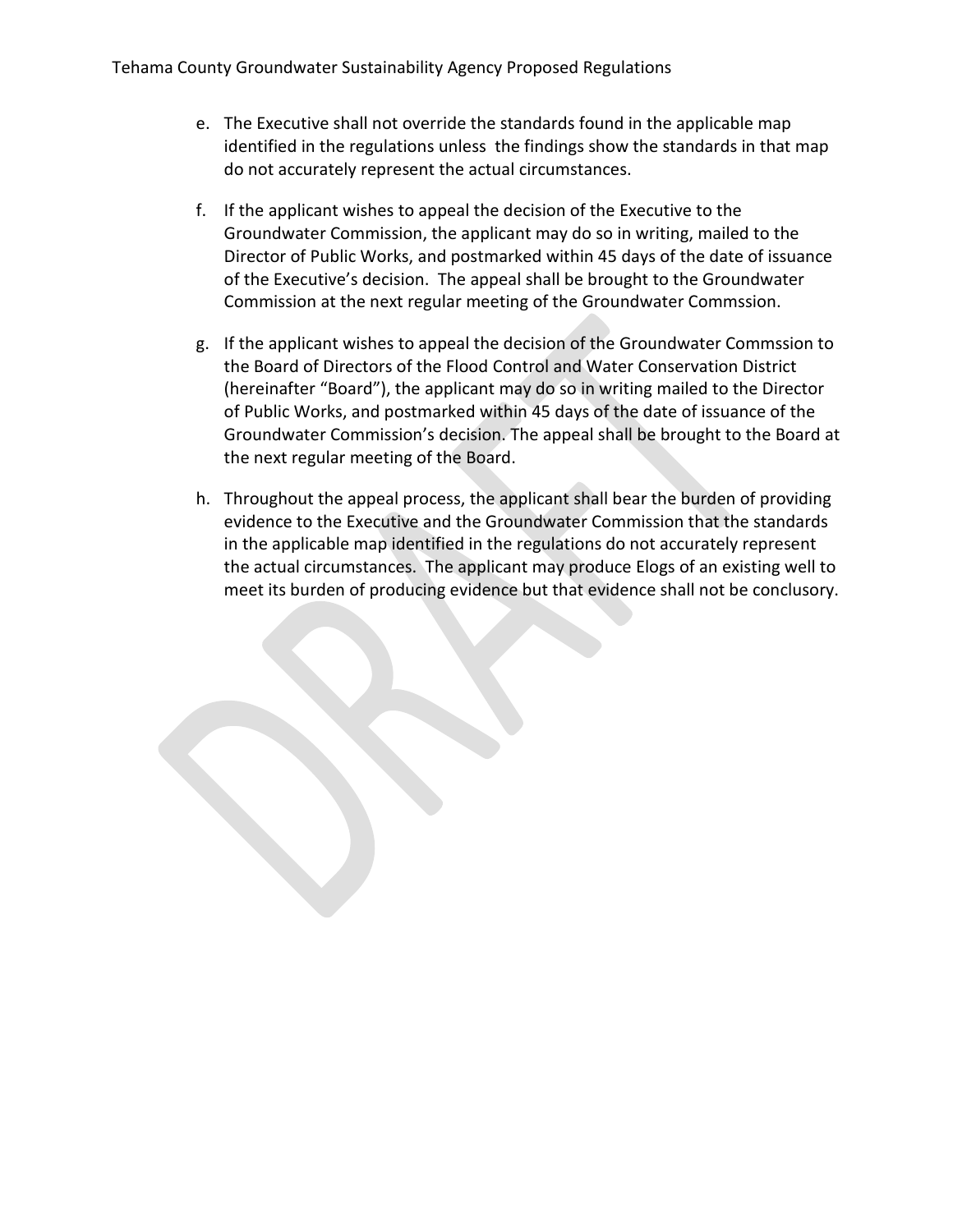e. The Executive shall not override the standards found in the applicable map identified in the regulations unless the findings show the standards in that map do not accurately represent the actual circumstances.

f. If the applicant wishes to appeal the decision of the Executive to the Groundwater Commission, the applicant may do so in writing, mailed to the Director of Public Works, and postmarked within 45 days of the date of issuance of the Executive's decision. The appeal shall be brought to the Groundwater Commission at the next regular meeting of the Groundwater Commssion.

g. If the applicant wishes to appeal the decision of the Groundwater Commssion to the Board of Directors of the Flood Control and Water Conservation District (hereinafter "Board"), the applicant may do so in writing mailed to the Director of Public Works, and postmarked within 45 days of the date of issuance of the Groundwater Commission's decision. The appeal shall be brought to the Board at the next regular meeting of the Board.

h. Throughout the appeal process, the applicant shall bear the burden of providing evidence to the Executive and the Groundwater Commission that the standards in the applicable map identified in the regulations do not accurately represent the actual circumstances. The applicant may produce Elogs of an existing well to meet its burden of producing evidence but that evidence shall not be conclusory.